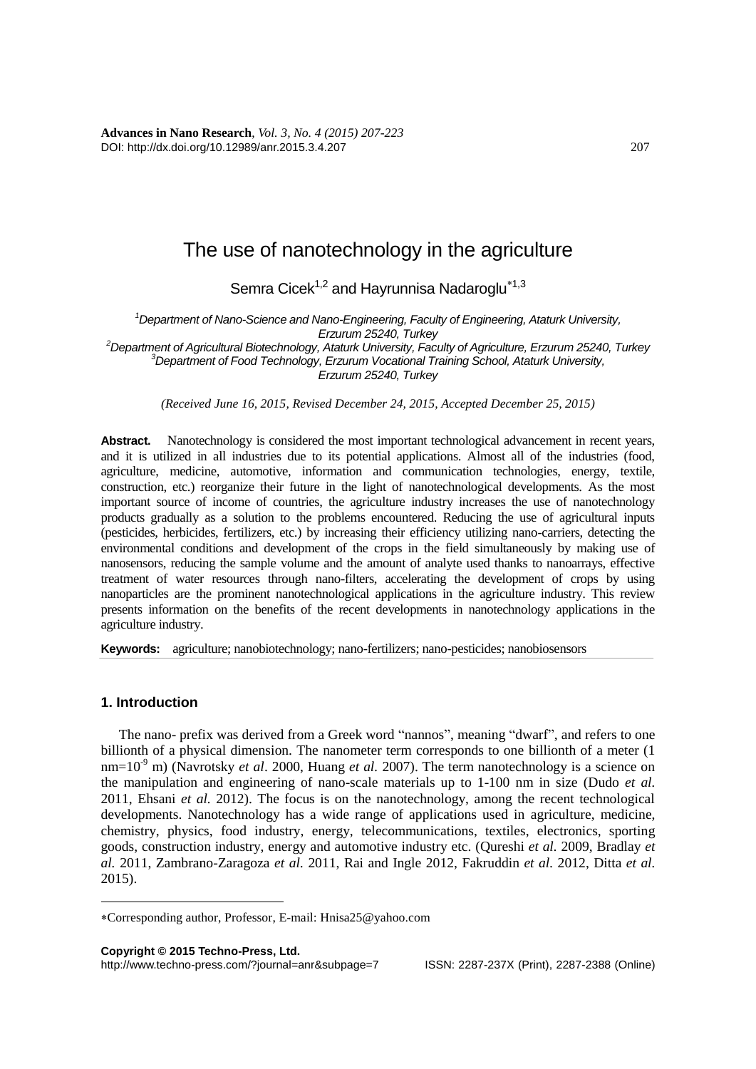# The use of nanotechnology in the agriculture

Semra Cicek[1,2] and Hayrunnisa Nadaroglu*[1,3]

[1]*Department of Nano-Science and Nano-Engineering, Faculty of Engineering, Ataturk University, Erzurum 25240, Turkey*
[2]*Department of Agricultural Biotechnology, Ataturk University, Faculty of Agriculture, Erzurum 25240, Turkey*
[3]*Department of Food Technology, Erzurum Vocational Training School, Ataturk University, Erzurum 25240, Turkey*

*(Received June 16, 2015, Revised December 24, 2015, Accepted December 25, 2015)*

**Abstract.** Nanotechnology is considered the most important technological advancement in recent years, and it is utilized in all industries due to its potential applications. Almost all of the industries (food, agriculture, medicine, automotive, information and communication technologies, energy, textile, construction, etc.) reorganize their future in the light of nanotechnological developments. As the most important source of income of countries, the agriculture industry increases the use of nanotechnology products gradually as a solution to the problems encountered. Reducing the use of agricultural inputs (pesticides, herbicides, fertilizers, etc.) by increasing their efficiency utilizing nano-carriers, detecting the environmental conditions and development of the crops in the field simultaneously by making use of nanosensors, reducing the sample volume and the amount of analyte used thanks to nanoarrays, effective treatment of water resources through nano-filters, accelerating the development of crops by using nanoparticles are the prominent nanotechnological applications in the agriculture industry. This review presents information on the benefits of the recent developments in nanotechnology applications in the agriculture industry.

**Keywords:** agriculture; nanobiotechnology; nano-fertilizers; nano-pesticides; nanobiosensors

## 1. Introduction

The nano- prefix was derived from a Greek word "nannos", meaning "dwarf", and refers to one billionth of a physical dimension. The nanometer term corresponds to one billionth of a meter (1 nm=$10^{-9}$ m) (Navrotsky *et al*. 2000, Huang *et al.* 2007). The term nanotechnology is a science on the manipulation and engineering of nano-scale materials up to 1-100 nm in size (Dudo *et al.* 2011, Ehsani *et al.* 2012). The focus is on the nanotechnology, among the recent technological developments. Nanotechnology has a wide range of applications used in agriculture, medicine, chemistry, physics, food industry, energy, telecommunications, textiles, electronics, sporting goods, construction industry, energy and automotive industry etc. (Qureshi *et al*. 2009, Bradlay *et al.* 2011, Zambrano-Zaragoza *et al.* 2011, Rai and Ingle 2012, Fakruddin *et al.* 2012, Ditta *et al.* 2015).

*Corresponding author, Professor, E-mail: Hnisa25@yahoo.com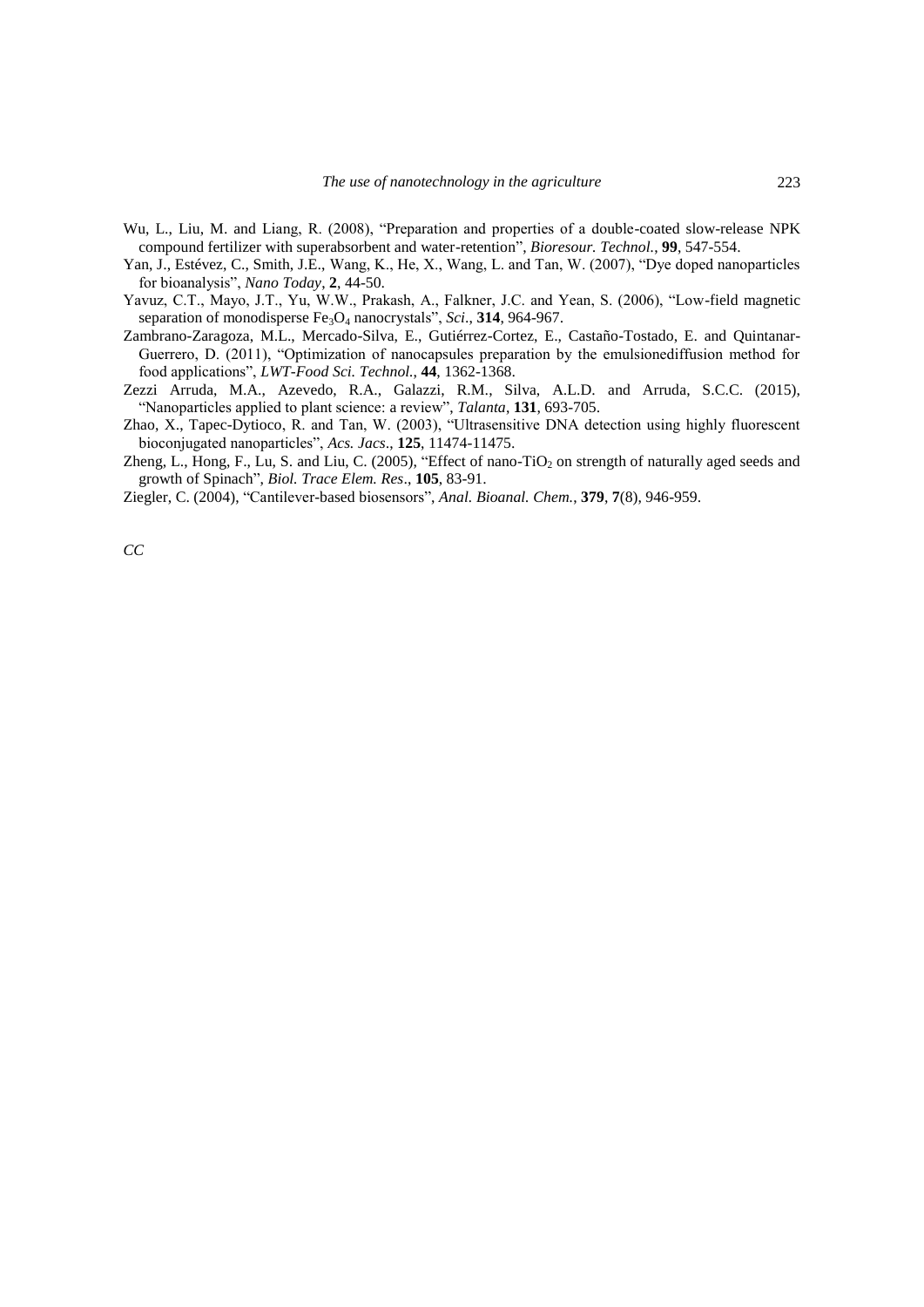Wu, L., Liu, M. and Liang, R. (2008), "Preparation and properties of a double-coated slow-release NPK compound fertilizer with superabsorbent and water-retention", *Bioresour. Technol.*, **99**, 547-554.

Yan, J., Estévez, C., Smith, J.E., Wang, K., He, X., Wang, L. and Tan, W. (2007), "Dye doped nanoparticles for bioanalysis", *Nano Today*, **2**, 44-50.

Yavuz, C.T., Mayo, J.T., Yu, W.W., Prakash, A., Falkner, J.C. and Yean, S. (2006), "Low-field magnetic separation of monodisperse $Fe_3O_4$ nanocrystals", *Sci*., **314**, 964-967.

Zambrano-Zaragoza, M.L., Mercado-Silva, E., Gutiérrez-Cortez, E., Castaño-Tostado, E. and Quintanar-Guerrero, D. (2011), "Optimization of nanocapsules preparation by the emulsionediffusion method for food applications", *LWT-Food Sci. Technol.*, **44**, 1362-1368.

Zezzi Arruda, M.A., Azevedo, R.A., Galazzi, R.M., Silva, A.L.D. and Arruda, S.C.C. (2015), "Nanoparticles applied to plant science: a review", *Talanta*, **131**, 693-705.

Zhao, X., Tapec-Dytioco, R. and Tan, W. (2003), "Ultrasensitive DNA detection using highly fluorescent bioconjugated nanoparticles", *Acs. Jacs*., **125**, 11474-11475.

Zheng, L., Hong, F., Lu, S. and Liu, C. (2005), "Effect of nano-$TiO_2$ on strength of naturally aged seeds and growth of Spinach", *Biol. Trace Elem. Res*., **105**, 83-91.

Ziegler, C. (2004), "Cantilever-based biosensors", *Anal. Bioanal. Chem.*, **379**, **7**(8), 946-959.

*CC*